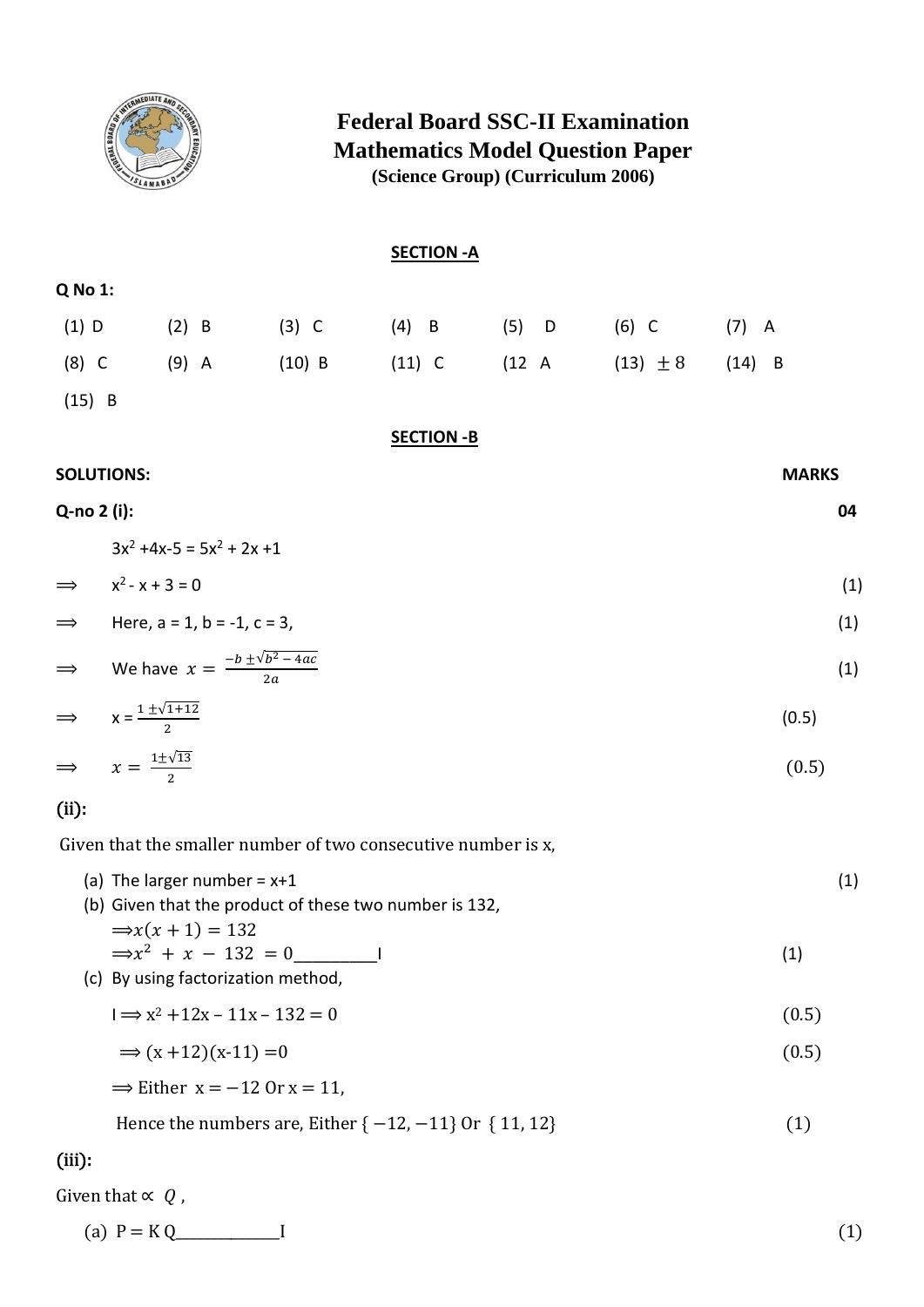# Federal Board SSC-II Examination
# Mathematics Model Question Paper
### (Science Group) (Curriculum 2006)

## SECTION -A

**Q No 1:**

| | | | | | | |
|---|---|---|---|---|---|---|
| (1) D | (2) B | (3) C | (4) B | (5) D | (6) C | (7) A |
| (8) C | (9) A | (10) B | (11) C | (12 A | (13) $\pm 8$ | (14) B |
| (15) B | | | | | | |

## SECTION -B

**SOLUTIONS:** **MARKS**

**Q-no 2 (i):** **04**

$3x^2 + 4x - 5 = 5x^2 + 2x + 1$

$\Longrightarrow$ $x^2 - x + 3 = 0$ (1)

$\Longrightarrow$ Here, a = 1, b = -1, c = 3, (1)

$\Longrightarrow$ We have $x = \frac{-b \pm \sqrt{b^2 - 4ac}}{2a}$ (1)

$\Longrightarrow$ $x = \frac{1 \pm \sqrt{1+12}}{2}$ (0.5)

$\Longrightarrow$ $x = \frac{1 \pm \sqrt{13}}{2}$ (0.5)

**(ii):**

Given that the smaller number of two consecutive number is x,

(a) The larger number = x+1 (1)

(b) Given that the product of these two number is 132,

$\Rightarrow x(x+1) = 132$

$\Rightarrow x^2 + x - 132 = 0$__________I (1)

(c) By using factorization method,

I $\Rightarrow x^2 + 12x - 11x - 132 = 0$ (0.5)

$\Rightarrow (x+12)(x-11) = 0$ (0.5)

$\Rightarrow$ Either $x = -12$ Or $x = 11$,

Hence the numbers are, Either $\{-12, -11\}$ Or $\{11, 12\}$ (1)

**(iii):**

Given that $\propto Q$ ,

(a) $P = KQ$____________I (1)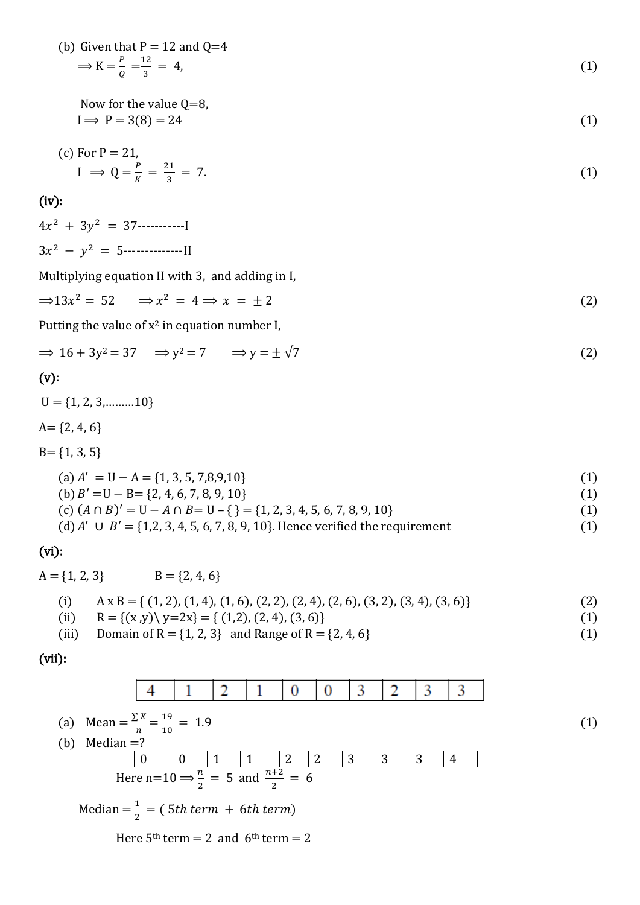(b) Given that P = 12 and Q=4

$\Rightarrow K = \frac{P}{Q} = \frac{12}{3} = 4,$ (1)

Now for the value Q=8,

I $\Rightarrow$ P = 3(8) = 24 (1)

(c) For P = 21,

I $\Rightarrow Q = \frac{P}{K} = \frac{21}{3} = 7.$ (1)

**(iv):**

$4x^2 + 3y^2 = 37$-----------I

$3x^2 - y^2 = 5$--------------II

Multiplying equation II with 3, and adding in I,

$\Rightarrow 13x^2 = 52 \quad \Rightarrow x^2 = 4 \Rightarrow x = \pm 2$ (2)

Putting the value of $x^2$ in equation number I,

$\Rightarrow 16 + 3y^2 = 37 \quad \Rightarrow y^2 = 7 \quad \Rightarrow y = \pm\sqrt{7}$ (2)

**(v):**

U = {1, 2, 3,………10}

A= {2, 4, 6}

B= {1, 3, 5}

(a) $A'$ = U − A = {1, 3, 5, 7,8,9,10} (1)

(b) $B'$ =U − B= {2, 4, 6, 7, 8, 9, 10} (1)

(c) $(A \cap B)'$ = U − $A \cap B$= U – { } = {1, 2, 3, 4, 5, 6, 7, 8, 9, 10} (1)

(d) $A' \cup B'$ = {1,2, 3, 4, 5, 6, 7, 8, 9, 10}. Hence verified the requirement (1)

**(vi):**

A = {1, 2, 3} B = {2, 4, 6}

(i) A x B = { (1, 2), (1, 4), (1, 6), (2, 2), (2, 4), (2, 6), (3, 2), (3, 4), (3, 6)} (2)

(ii) R = {(x ,y)\ y=2x} = { (1,2), (2, 4), (3, 6)} (1)

(iii) Domain of R = {1, 2, 3} and Range of R = {2, 4, 6} (1)

**(vii):**

| 4 | 1 | 2 | 1 | 0 | 0 | 3 | 2 | 3 | 3 |
|---|---|---|---|---|---|---|---|---|---|

(a) Mean = $\frac{\sum X}{n} = \frac{19}{10} = 1.9$ (1)

(b) Median =?

| 0 | 0 | 1 | 1 | 2 | 2 | 3 | 3 | 3 | 4 |
|---|---|---|---|---|---|---|---|---|---|

Here n=10 $\Rightarrow \frac{n}{2} = 5$ and $\frac{n+2}{2} = 6$

Median $= \frac{1}{2} = (5th\ term + 6th\ term)$

Here 5th term = 2 and 6th term = 2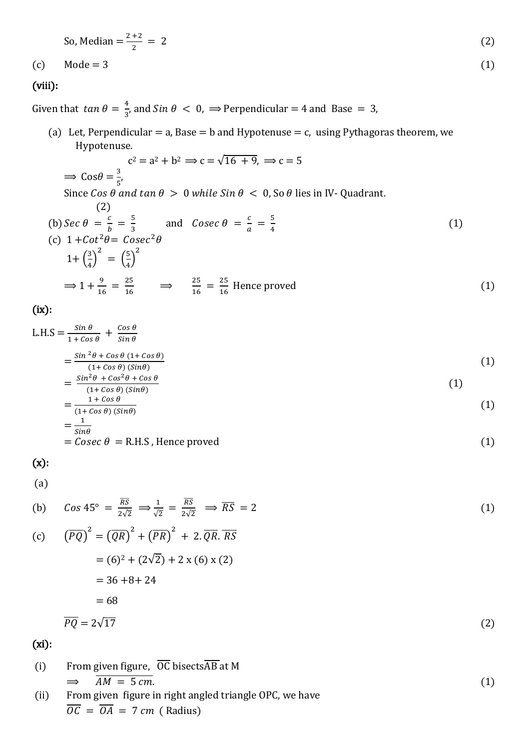So, Median $= \frac{2+2}{2} = 2$ (2)

(c) Mode = 3 (1)

**(viii):**

Given that $\tan\theta = \frac{4}{3}$, and $\sin\theta < 0$, $\Longrightarrow$ Perpendicular = 4 and Base = 3,

(a) Let, Perpendicular = a, Base = b and Hypotenuse = c, using Pythagoras theorem, we Hypotenuse.

$$c^2 = a^2 + b^2 \Longrightarrow c = \sqrt{16 + 9}, \Longrightarrow c = 5$$

$\Longrightarrow \cos\theta = \frac{3}{5}$,

Since $\cos\theta$ and $\tan\theta > 0$ while $\sin\theta < 0$, So $\theta$ lies in IV- Quadrant. (2)

(b) $\sec\theta = \frac{c}{b} = \frac{5}{3}$ and $\operatorname{cosec}\theta = \frac{c}{a} = \frac{5}{4}$ (1)

(c) $1 + \cot^2\theta = \operatorname{cosec}^2\theta$

$1 + \left(\frac{3}{4}\right)^2 = \left(\frac{5}{4}\right)^2$

$\Longrightarrow 1 + \frac{9}{16} = \frac{25}{16} \quad \Longrightarrow \quad \frac{25}{16} = \frac{25}{16}$ Hence proved (1)

**(ix):**

L.H.S $= \frac{\sin\theta}{1+\cos\theta} + \frac{\cos\theta}{\sin\theta}$

$= \frac{\sin^2\theta + \cos\theta\,(1+\cos\theta)}{(1+\cos\theta)\,(\sin\theta)}$ (1)

$= \frac{\sin^2\theta + \cos^2\theta + \cos\theta}{(1+\cos\theta)\,(\sin\theta)}$ (1)

$= \frac{1+\cos\theta}{(1+\cos\theta)\,(\sin\theta)}$ (1)

$= \frac{1}{\sin\theta}$

$= \operatorname{cosec}\theta$ = R.H.S , Hence proved (1)

**(x):**

(a)

(b) $\cos 45^\circ = \frac{\overline{RS}}{2\sqrt{2}} \Longrightarrow \frac{1}{\sqrt{2}} = \frac{\overline{RS}}{2\sqrt{2}} \Longrightarrow \overline{RS} = 2$ (1)

(c) $\left(\overline{PQ}\right)^2 = \left(\overline{QR}\right)^2 + \left(\overline{PR}\right)^2 + 2.\overline{QR}.\overline{RS}$

$= (6)^2 + (2\sqrt{2}) + 2 \text{ x } (6) \text{ x } (2)$

$= 36 + 8 + 24$

$= 68$

$\overline{PQ} = 2\sqrt{17}$ (2)

**(xi):**

(i) From given figure, $\overline{OC}$ bisects $\overline{AB}$ at M

$\Longrightarrow \overline{AM} = 5\ cm.$ (1)

(ii) From given figure in right angled triangle OPC, we have

$\overline{OC} = \overline{OA} = 7\ cm$ ( Radius)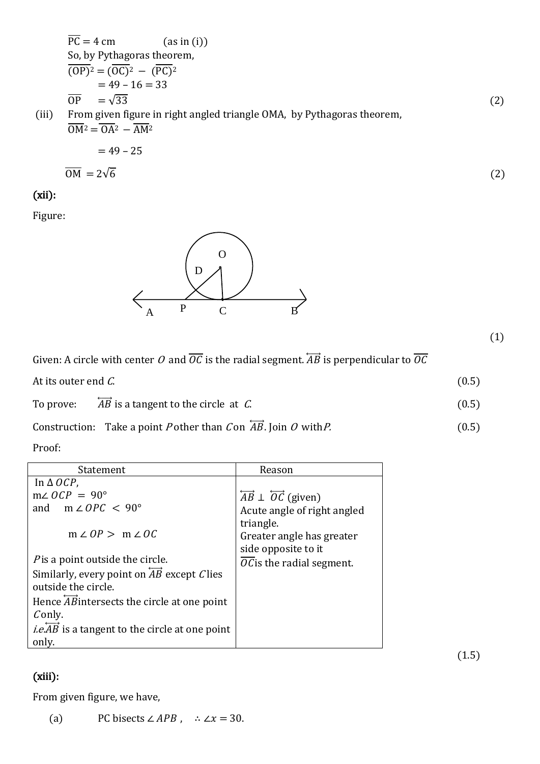$\overline{PC} = 4$ cm (as in (i))

So, by Pythagoras theorem,

$(\overline{OP})^2 = (\overline{OC})^2 - (\overline{PC})^2$

$= 49 - 16 = 33$

$\overline{OP} = \sqrt{33}$ (2)

(iii) From given figure in right angled triangle OMA, by Pythagoras theorem,

$\overline{OM}^2 = \overline{OA}^2 - \overline{AM}^2$

$= 49 - 25$

$\overline{OM} = 2\sqrt{6}$ (2)

**(xii):**

Figure:

(1)

Given: A circle with center $O$ and $\overline{OC}$ is the radial segment. $\overleftrightarrow{AB}$ is perpendicular to $\overline{OC}$ At its outer end $C$. (0.5)

To prove: $\overleftrightarrow{AB}$ is a tangent to the circle at $C$. (0.5)

Construction: Take a point $P$ other than $C$ on $\overleftrightarrow{AB}$. Join $O$ with $P$. (0.5)

Proof:

| Statement | Reason |
|---|---|
| In $\Delta\, OCP$, | |
| $m\angle\, OCP = 90°$ | $\overleftrightarrow{AB} \perp \overleftrightarrow{OC}$ (given) |
| and $m\angle\, OPC < 90°$ | Acute angle of right angled triangle. |
| $m\angle\, OP > m\angle\, OC$ | Greater angle has greater side opposite to it |
| $P$ is a point outside the circle. | $\overline{OC}$ is the radial segment. |
| Similarly, every point on $\overleftrightarrow{AB}$ except $C$ lies outside the circle. | |
| Hence $\overleftrightarrow{AB}$ intersects the circle at one point $C$ only. | |
| *i.e.* $\overleftrightarrow{AB}$ is a tangent to the circle at one point only. | |

(1.5)

**(xiii):**

From given figure, we have,

(a) PC bisects $\angle APB$, $\therefore \angle x = 30$.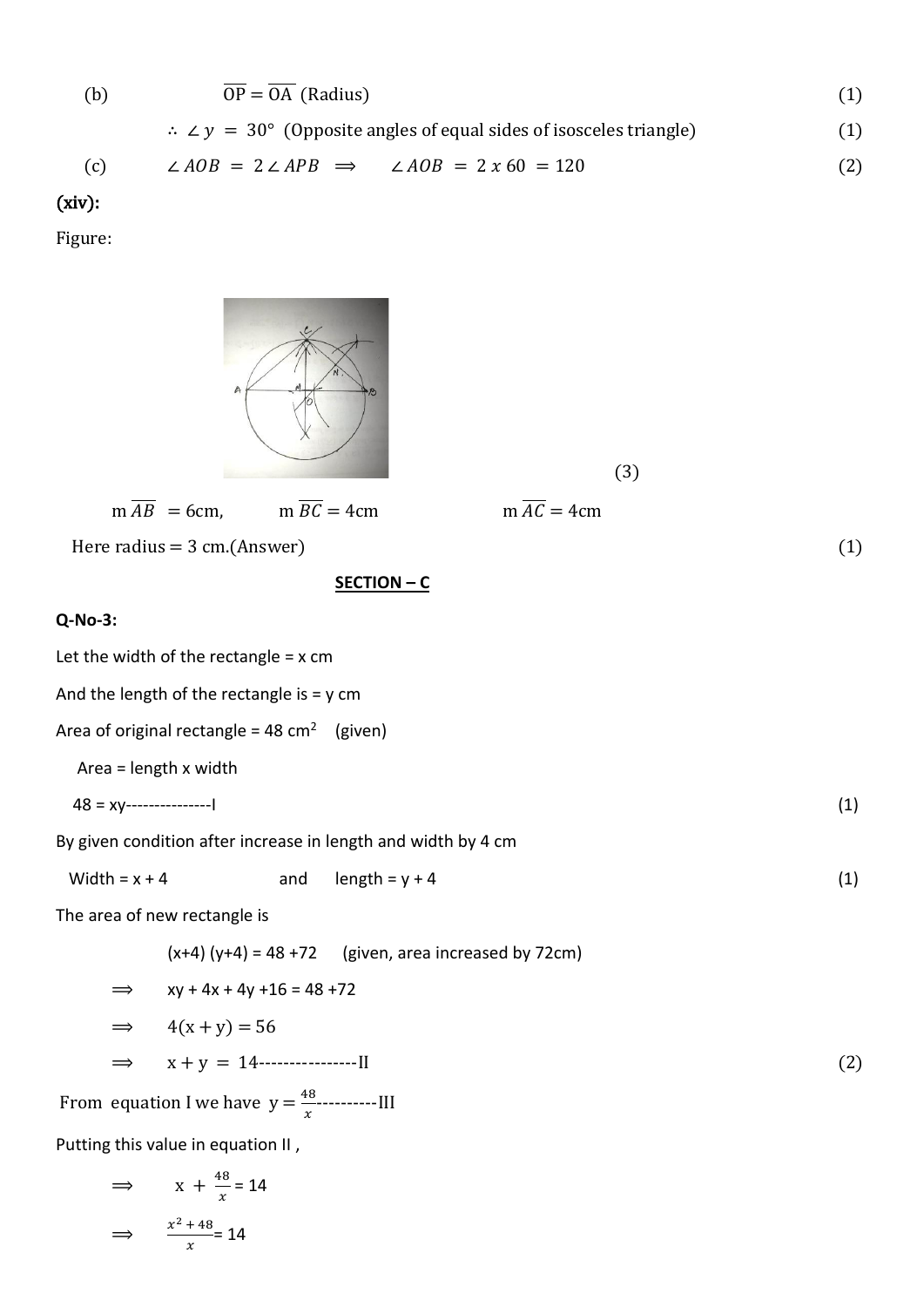(b) $\overline{OP} = \overline{OA}$ (Radius) (1)

$\therefore \angle y = 30°$ (Opposite angles of equal sides of isosceles triangle) (1)

(c) $\angle AOB = 2\angle APB \implies \angle AOB = 2 \times 60 = 120$ (2)

**(xiv):**

Figure:

(3)

m $\overline{AB}$ = 6cm, m $\overline{BC}$ = 4cm m $\overline{AC}$ = 4cm

Here radius = 3 cm.(Answer) (1)

## SECTION – C

**Q-No-3:**

Let the width of the rectangle = x cm

And the length of the rectangle is = y cm

Area of original rectangle = 48 cm$^2$ (given)

Area = length x width

48 = xy---------------I (1)

By given condition after increase in length and width by 4 cm

Width = x + 4 and length = y + 4 (1)

The area of new rectangle is

(x+4) (y+4) = 48 +72 (given, area increased by 72cm)

$\implies$ xy + 4x + 4y +16 = 48 +72

$\implies$ $4(x + y) = 56$

$\implies$ $x + y = 14$----------------II (2)

From equation I we have $y = \frac{48}{x}$----------III

Putting this value in equation II ,

$\implies$ $x + \frac{48}{x} = 14$

$\implies$ $\frac{x^2 + 48}{x} = 14$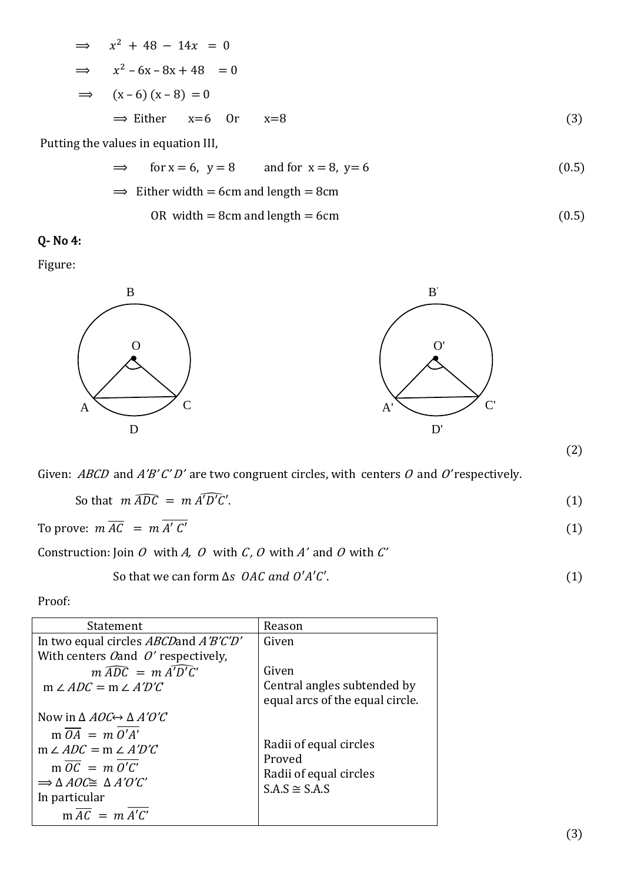$$\Longrightarrow \quad x^2 + 48 - 14x = 0$$

$$\Longrightarrow \quad x^2 - 6x - 8x + 48 = 0$$

$$\Longrightarrow \quad (x-6)(x-8) = 0$$

$\Longrightarrow$ Either $x=6$ Or $x=8$ (3)

Putting the values in equation III,

$\Longrightarrow$ for $x = 6$, $y = 8$ and for $x = 8$, $y = 6$ (0.5)

$\Longrightarrow$ Either width = 6cm and length = 8cm

OR width = 8cm and length = 6cm (0.5)

**Q- No 4:**

Figure:

(2)

Given: $ABCD$ and $A'B'C'D'$ are two congruent circles, with centers $O$ and $O'$ respectively.

So that $m\,\widehat{ADC} = m\,\widehat{A'D'C'}$. (1)

To prove: $m\,\overline{AC} = m\,\overline{A'C'}$ (1)

Construction: Join $O$ with $A$, $O$ with $C$, $O$ with $A'$ and $O$ with $C'$

So that we can form $\Delta s$ $OAC$ and $O'A'C'$. (1)

Proof:

| Statement | Reason |
|---|---|
| In two equal circles $ABCD$ and $A'B'C'D'$ With centers $O$ and $O'$ respectively, | Given |
| $m\,\widehat{ADC} = m\,\widehat{A'D'C'}$ | Given |
| $m\angle ADC = m\angle A'D'C'$ | Central angles subtended by equal arcs of the equal circle. |
| Now in $\Delta\, AOC \leftrightarrow \Delta\, A'O'C'$ | |
| $m\,\overline{OA} = m\,\overline{O'A'}$ | Radii of equal circles |
| $m\angle ADC = m\angle A'D'C'$ | Proved |
| $m\,\overline{OC} = m\,\overline{O'C'}$ | Radii of equal circles |
| $\Longrightarrow \Delta\, AOC \cong \Delta\, A'O'C'$ | S.A.S $\cong$ S.A.S |
| In particular $m\,\overline{AC} = m\,\overline{A'C'}$ | |

(3)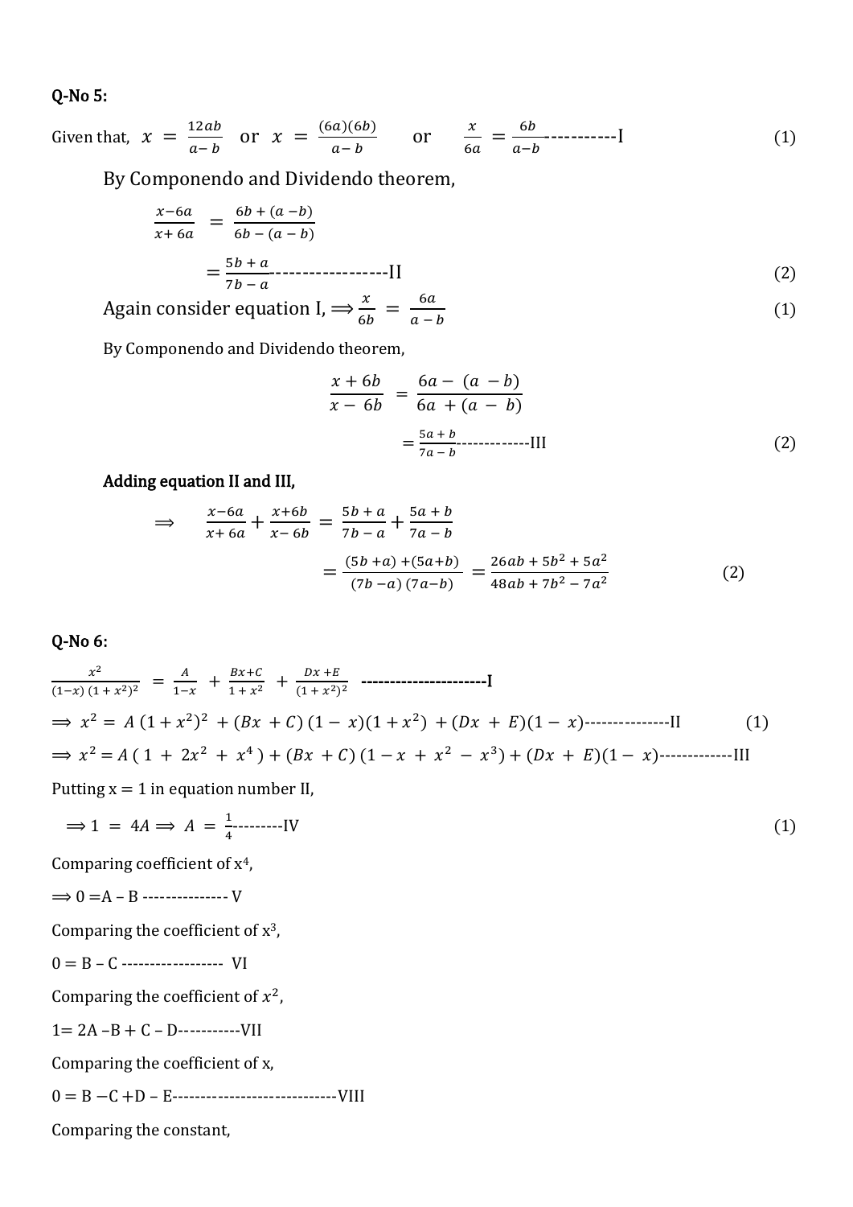**Q-No 5:**

Given that, $x = \frac{12ab}{a-b}$ or $x = \frac{(6a)(6b)}{a-b}$ or $\frac{x}{6a} = \frac{6b}{a-b}$-----------I (1)

By Componendo and Dividendo theorem,

$$\frac{x-6a}{x+6a} = \frac{6b+(a-b)}{6b-(a-b)}$$

$$= \frac{5b+a}{7b-a}\text{------------------II} \quad (2)$$

Again consider equation I, $\Longrightarrow \frac{x}{6b} = \frac{6a}{a-b}$ (1)

By Componendo and Dividendo theorem,

$$\frac{x+6b}{x-6b} = \frac{6a-(a-b)}{6a+(a-b)}$$

$$= \frac{5a+b}{7a-b}\text{-------------III} \quad (2)$$

**Adding equation II and III,**

$$\Longrightarrow \quad \frac{x-6a}{x+6a} + \frac{x+6b}{x-6b} = \frac{5b+a}{7b-a} + \frac{5a+b}{7a-b}$$

$$= \frac{(5b+a)+(5a+b)}{(7b-a)(7a-b)} = \frac{26ab+5b^2+5a^2}{48ab+7b^2-7a^2} \quad (2)$$

**Q-No 6:**

$$\frac{x^2}{(1-x)(1+x^2)^2} = \frac{A}{1-x} + \frac{Bx+C}{1+x^2} + \frac{Dx+E}{(1+x^2)^2} \text{----------------------I}$$

$\Longrightarrow x^2 = A(1+x^2)^2 + (Bx+C)(1-x)(1+x^2) + (Dx+E)(1-x)$---------------II (1)

$\Longrightarrow x^2 = A(1+2x^2+x^4) + (Bx+C)(1-x+x^2-x^3) + (Dx+E)(1-x)$-------------III

Putting x = 1 in equation number II,

$\Longrightarrow 1 = 4A \Longrightarrow A = \frac{1}{4}$---------IV (1)

Comparing coefficient of $x^4$,

$\Longrightarrow 0 = A - B$ --------------- V

Comparing the coefficient of $x^3$,

$0 = B - C$ ------------------ VI

Comparing the coefficient of $x^2$,

$1 = 2A - B + C - D$-----------VII

Comparing the coefficient of x,

$0 = B - C + D - E$----------------------------VIII

Comparing the constant,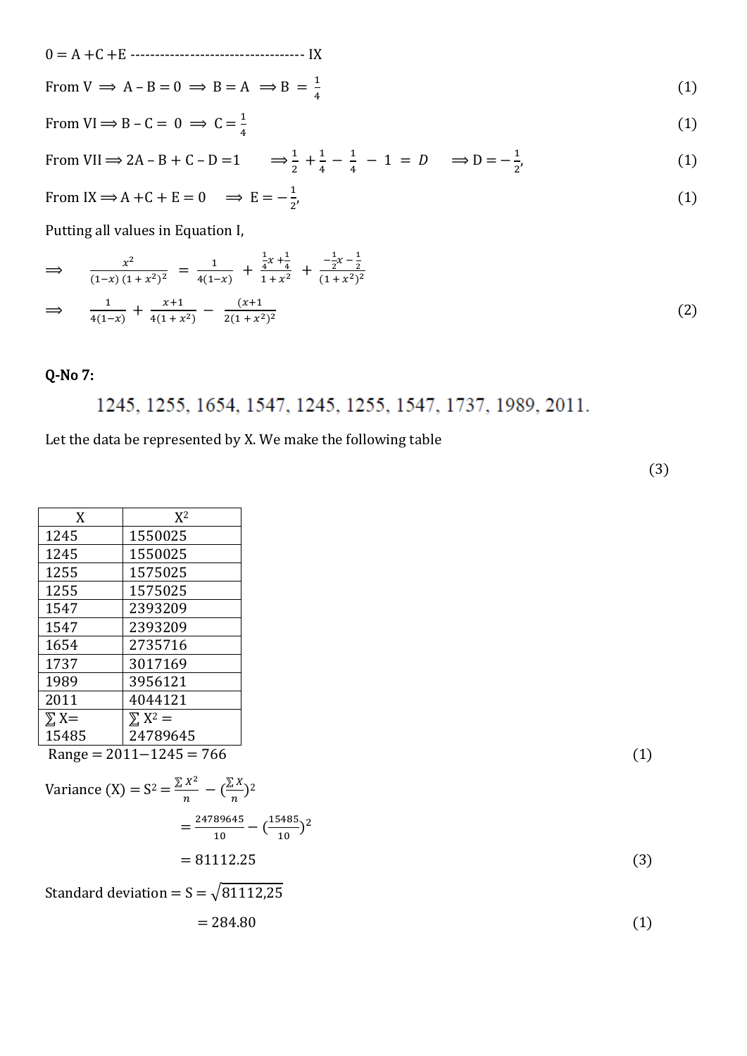$0 = A + C + E$ ----------------------------------- IX

From V $\Rightarrow$ $A - B = 0$ $\Rightarrow$ $B = A$ $\Rightarrow B = \frac{1}{4}$ (1)

From VI $\Rightarrow$ $B - C = 0$ $\Rightarrow$ $C = \frac{1}{4}$ (1)

From VII $\Rightarrow$ $2A - B + C - D = 1$ $\Rightarrow \frac{1}{2} + \frac{1}{4} - \frac{1}{4} - 1 = D$ $\Rightarrow D = -\frac{1}{2},$ (1)

From IX $\Rightarrow$ $A + C + E = 0$ $\Rightarrow$ $E = -\frac{1}{2},$ (1)

Putting all values in Equation I,

$$\Rightarrow \quad \frac{x^2}{(1-x)\,(1+x^2)^2} = \frac{1}{4(1-x)} + \frac{\frac{1}{4}x + \frac{1}{4}}{1+x^2} + \frac{-\frac{1}{2}x - \frac{1}{2}}{(1+x^2)^2}$$

$$\Rightarrow \quad \frac{1}{4(1-x)} + \frac{x+1}{4(1+x^2)} - \frac{(x+1)}{2(1+x^2)^2} \qquad (2)$$

**Q-No 7:**

1245, 1255, 1654, 1547, 1245, 1255, 1547, 1737, 1989, 2011.

Let the data be represented by X. We make the following table

(3)

| X | $X^2$ |
|---|---|
| 1245 | 1550025 |
| 1245 | 1550025 |
| 1255 | 1575025 |
| 1255 | 1575025 |
| 1547 | 2393209 |
| 1547 | 2393209 |
| 1654 | 2735716 |
| 1737 | 3017169 |
| 1989 | 3956121 |
| 2011 | 4044121 |
| $\sum X =$ 15485 | $\sum X^2 =$ 24789645 |

Range = 2011−1245 = 766 (1)

$$\text{Variance (X)} = S^2 = \frac{\sum x^2}{n} - \left(\frac{\sum x}{n}\right)^2$$

$$= \frac{24789645}{10} - \left(\frac{15485}{10}\right)^2$$

$$= 81112.25 \qquad (3)$$

$$\text{Standard deviation} = S = \sqrt{81112{,}25}$$

$$= 284.80 \qquad (1)$$